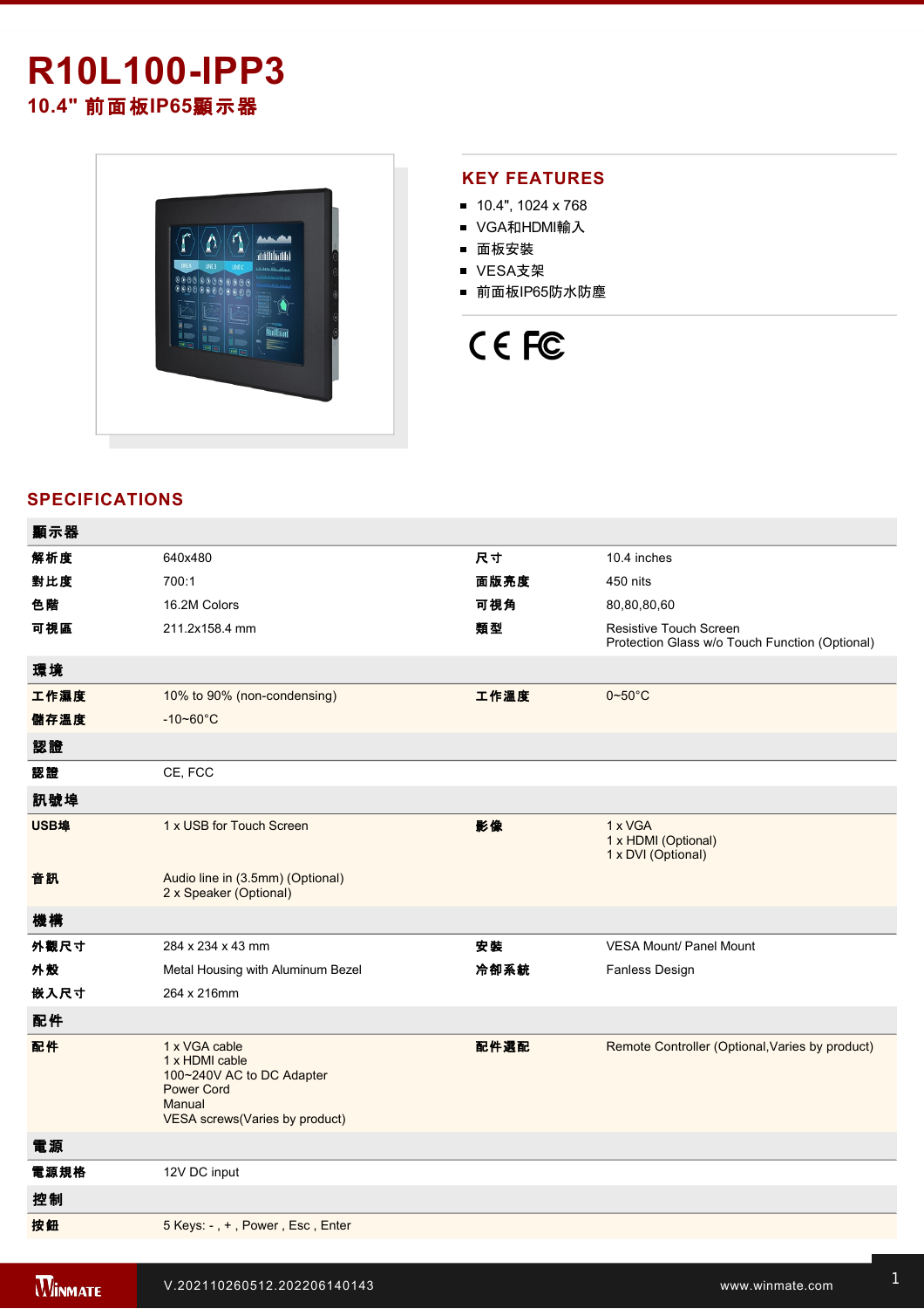# R10L100-IPP3

## 10.4" 前面板IP65顯示器

## KEY FEATURES

- 10.4", 1024 x 768
- VGA和HDMI輸入
- 面板安裝
- VESA支架
- 前面板IP65防水防塵

## SPECIFICATIONS

| | | | |
|---|---|---|---|
| **顯示器** | | | |
| 解析度 | 640x480 | 尺寸 | 10.4 inches |
| 對比度 | 700:1 | 面版亮度 | 450 nits |
| 色階 | 16.2M Colors | 可視角 | 80,80,80,60 |
| 可視區 | 211.2x158.4 mm | 類型 | Resistive Touch Screen<br>Protection Glass w/o Touch Function (Optional) |
| **環境** | | | |
| 工作濕度 | 10% to 90% (non-condensing) | 工作溫度 | 0~50°C |
| 儲存溫度 | -10~60°C | | |
| **認證** | | | |
| 認證 | CE, FCC | | |
| **訊號埠** | | | |
| USB埠 | 1 x USB for Touch Screen | 影像 | 1 x VGA<br>1 x HDMI (Optional)<br>1 x DVI (Optional) |
| 音訊 | Audio line in (3.5mm) (Optional)<br>2 x Speaker (Optional) | | |
| **機構** | | | |
| 外觀尺寸 | 284 x 234 x 43 mm | 安裝 | VESA Mount/ Panel Mount |
| 外殼 | Metal Housing with Aluminum Bezel | 冷卻系統 | Fanless Design |
| 嵌入尺寸 | 264 x 216mm | | |
| **配件** | | | |
| 配件 | 1 x VGA cable<br>1 x HDMI cable<br>100~240V AC to DC Adapter<br>Power Cord<br>Manual<br>VESA screws(Varies by product) | 配件選配 | Remote Controller (Optional,Varies by product) |
| **電源** | | | |
| 電源規格 | 12V DC input | | |
| **控制** | | | |
| 按鈕 | 5 Keys: - , + , Power , Esc , Enter | | |

V.202110260512.202206140143

www.winmate.com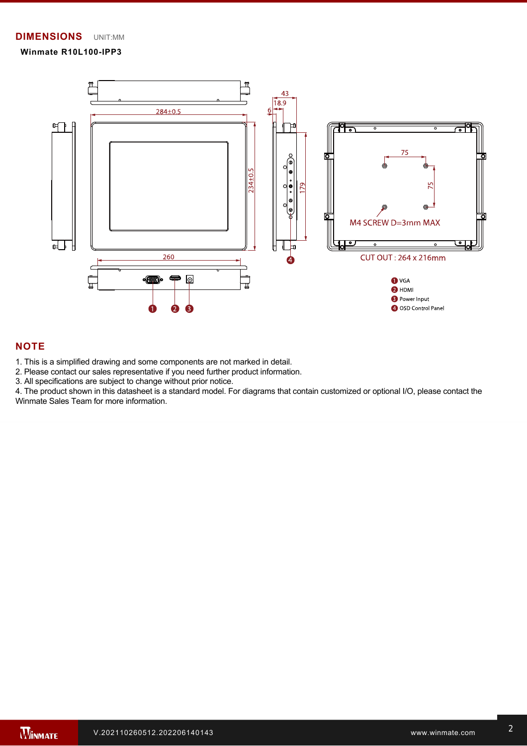## DIMENSIONS UNIT:MM

**Winmate R10L100-IPP3**

284±0.5

234±0.5

43

18.9

6

179

260

75

75

M4 SCREW D=3mm MAX

CUT OUT : 264 x 216mm

1 VGA
2 HDMI
3 Power Input
4 OSD Control Panel

## NOTE

1. This is a simplified drawing and some components are not marked in detail.
2. Please contact our sales representative if you need further product information.
3. All specifications are subject to change without prior notice.
4. The product shown in this datasheet is a standard model. For diagrams that contain customized or optional I/O, please contact the Winmate Sales Team for more information.